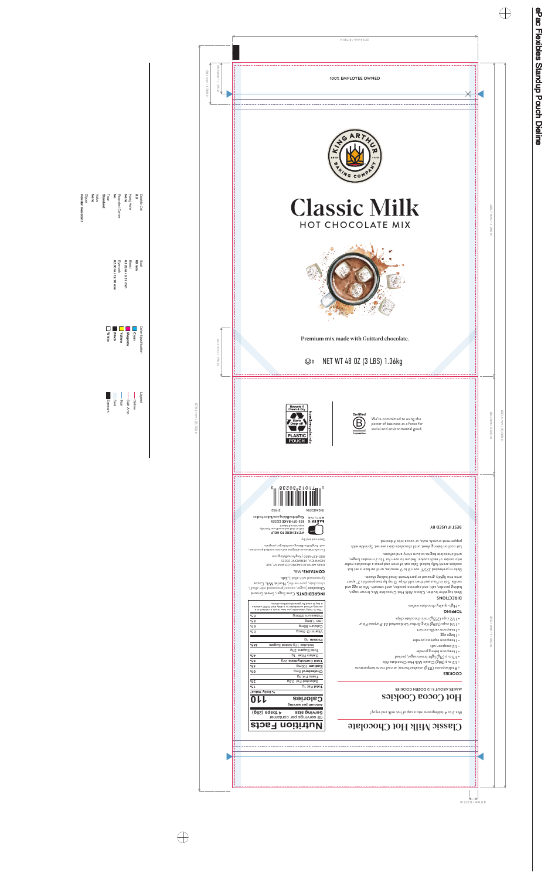# ePac Flexibles Standup Pouch Dieline

100% EMPLOYEE OWNED

KING ARTHUR BAKING COMPANY — ESTD 1790

# Classic Milk

## HOT CHOCOLATE MIX

Premium mix made with Guittard chocolate.

Ⓤ D   NET WT 48 OZ (3 LBS) 1.36kg

Recycle if Clean & Dry — Store Drop-off — PLASTIC POUCH — how2recycle.info

Certified B Corporation

We're committed to using the power of business as a force for social and environmental good.

## Classic Milk Hot Chocolate

Mix 3 to 4 tablespoons into a cup of hot milk and enjoy!

## Hot Cocoa Cookies

MAKES ABOUT 5 1/2 DOZEN COOKIES

### COOKIES

- 8 tablespoons (113g) unsalted butter, at cool room temperature
- 1/2 cup (56g) Classic Milk Hot Chocolate Mix
- 1/3 cup (71g) light brown sugar, packed
- 1 teaspoon baking powder
- 1/2 teaspoon salt
- 1 teaspoon espresso powder
- 1 large egg
- 1 teaspoon vanilla extract
- 1 1/4 cups (149g) King Arthur Unbleached All-Purpose Flour
- 1 1/2 cups (255g) mini chocolate chips

### TOPPING

- High-quality chocolate wafers

### DIRECTIONS

Beat together butter, Classic Milk Hot Chocolate Mix, brown sugar, baking powder, salt, and espresso powder, until smooth. Mix in egg and vanilla. Stir in flour and then add chips. Drop by teaspoonfuls 2" apart onto two lightly greased or parchment-lined baking sheets.

Bake in preheated 375°F oven 8 to 9 minutes, until surface is set but cookies aren't fully baked. Take out of oven and press a chocolate wafer into center of each cookie. Return to oven for 1 to 2 minutes longer, until chocolate begins to turn shiny and softens.

Let cool on baking sheet until chocolate disks are set. Sprinkle with peppermint crunch, nuts, or cocoa nibs if desired.

BEST IF USED BY:

## Nutrition Facts

48 servings per container
**Serving size 4 tbsps (28g)**

| Amount per serving | % Daily Value* |
|---|---|
| **Calories 110** | |
| **Total Fat** 1g | 1% |
| Saturated Fat 0.5g | 3% |
| *Trans* Fat 0g | |
| **Cholesterol** 0mg | 0% |
| **Sodium** 100mg | 4% |
| **Total Carbohydrate** 22g | 8% |
| Dietary Fiber 1g | 4% |
| Total Sugars 19g | |
| Includes 17g Added Sugars | 34% |
| **Protein** 3g | |
| Vitamin D 0mcg | 0% |
| Calcium 80mg | 6% |
| Iron 1.6mg | 8% |
| Potassium 250mg | 6% |

*The % Daily Value tells you how much a nutrient in a serving of food contributes to a daily diet. 2,000 calories a day is used for general nutrition advice.

**INGREDIENTS:** Cane Sugar, Sweet Ground Chocolate (sugar, cocoa [processed with alkali], chocolate, pure vanilla), Nonfat Milk, Cocoa (processed with alkali), Salt.

**CONTAINS:** Milk.

KING ARTHUR BAKING COMPANY, INC.
NORWICH, VERMONT 05055
800-827-6836 | KingArthurBaking.com

For information on allergies and cross-contact prevention, visit: KingArthurBaking.com/allergen-program

Store cool and dry.

WE'RE HERE TO HELP
Call or chat online with our friendly, experienced bakers.
BAKER'S HOTLINE 855-371-BAKE (2253)
KingArthurBaking.com/bakers-hotline

1012462301A
21552

Double Cut: 0.0
Hang Hole: None
Rounded Corner: No
Tear: Standard
Valve: None
Zipper: None
Powder Resistant

Seal: 08 mm
Bead: 0.125 in / 3.17 mm
Eyemark: 0.500 in / 12.70 mm

Color Specification: Cyan, Magenta, Yellow, Black, White

Legend: Dieline, Safe Area, Tear, Seal, Eyemark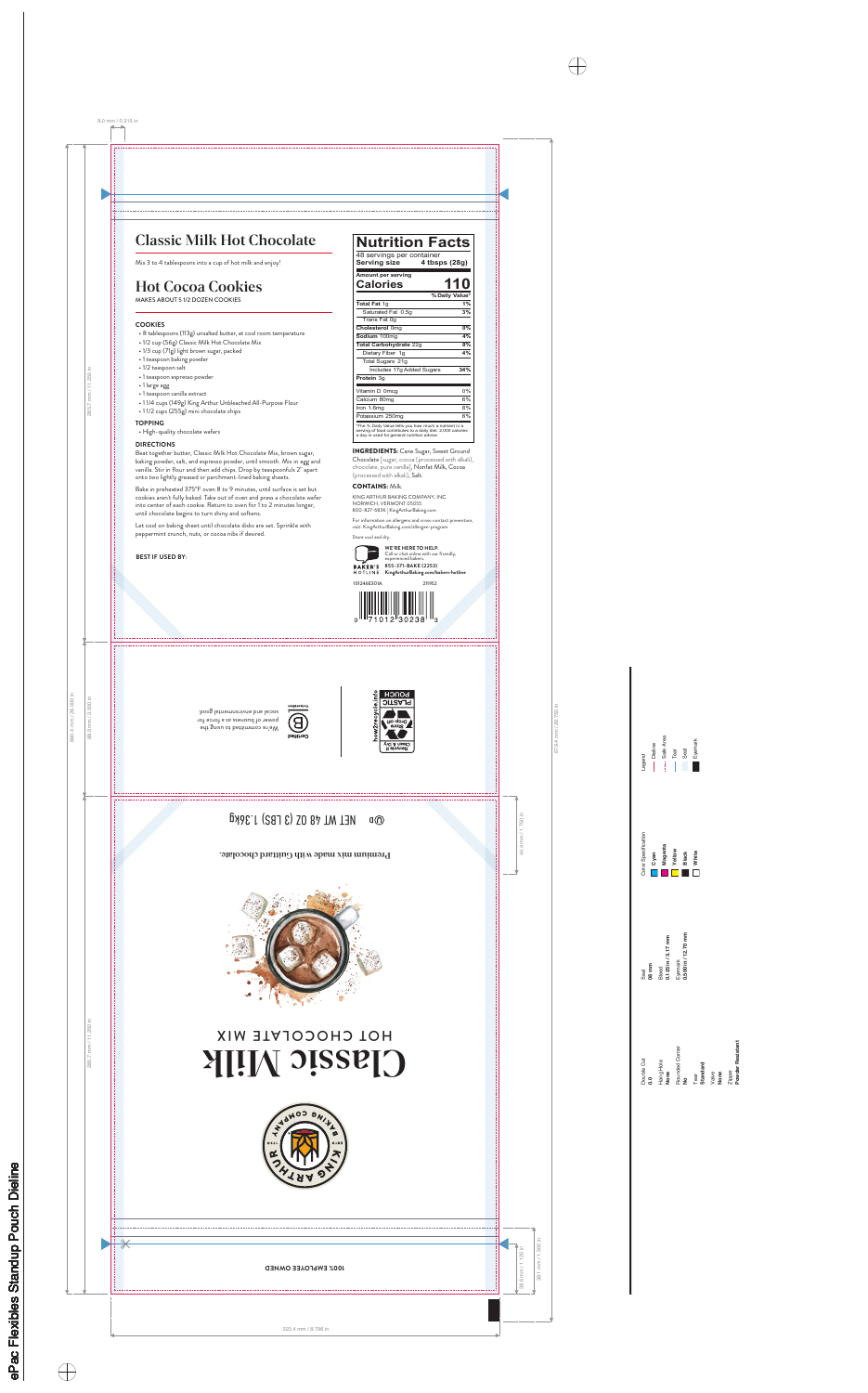# Classic Milk Hot Chocolate

Mix 3 to 4 tablespoons into a cup of hot milk and enjoy!

# Hot Cocoa Cookies

MAKES ABOUT 5 1/2 DOZEN COOKIES

### COOKIES

- 8 tablespoons (113g) unsalted butter, at cool room temperature
- 1/2 cup (56g) Classic Milk Hot Chocolate Mix
- 1/3 cup (71g) light brown sugar, packed
- 1 teaspoon baking powder
- 1/2 teaspoon salt
- 1 teaspoon espresso powder
- 1 large egg
- 1 teaspoon vanilla extract
- 1 1/4 cups (149g) King Arthur Unbleached All-Purpose Flour
- 1 1/2 cups (255g) mini chocolate chips

### TOPPING

- High-quality chocolate wafers

### DIRECTIONS

Beat together butter, Classic Milk Hot Chocolate Mix, brown sugar, baking powder, salt, and espresso powder, until smooth. Mix in egg and vanilla. Stir in flour and then add chips. Drop by teaspoonfuls 2" apart onto two lightly greased or parchment-lined baking sheets.

Bake in preheated 375°F oven 8 to 9 minutes, until surface is set but cookies aren't fully baked. Take out of oven and press a chocolate wafer into center of each cookie. Return to oven for 1 to 2 minutes longer, until chocolate begins to turn shiny and softens.

Let cool on baking sheet until chocolate disks are set. Sprinkle with peppermint crunch, nuts, or cocoa nibs if desired.

**BEST IF USED BY:**

## Nutrition Facts

48 servings per container
**Serving size 4 tbsps (28g)**

| Amount per serving | |
|---|---|
| **Calories** | **110** |
| | **% Daily Value*** |
| **Total Fat** 1g | **1%** |
| Saturated Fat 0.5g | **3%** |
| *Trans* Fat 0g | |
| **Cholesterol** 0mg | **0%** |
| **Sodium** 100mg | **4%** |
| **Total Carbohydrate** 22g | **8%** |
| Dietary Fiber 1g | **4%** |
| Total Sugars 21g | |
| Includes 17g Added Sugars | **34%** |
| **Protein** 3g | |
| Vitamin D 0mcg | 0% |
| Calcium 80mg | 6% |
| Iron 1.6mg | 8% |
| Potassium 250mg | 6% |

*The % Daily Value tells you how much a nutrient in a serving of food contributes to a daily diet. 2,000 calories a day is used for general nutrition advice.

**INGREDIENTS:** Cane Sugar, Sweet Ground Chocolate [sugar, cocoa (processed with alkali), chocolate, pure vanilla], Nonfat Milk, Cocoa (processed with alkali), Salt.

**CONTAINS:** Milk.

KING ARTHUR BAKING COMPANY, INC.
NORWICH, VERMONT 05055
800-827-6836 | KingArthurBaking.com

For information on allergens and cross-contact prevention, visit: KingArthurBaking.com/allergen-program

Store cool and dry.

**WE'RE HERE TO HELP.**
Call or chat online with our friendly, experienced bakers.
**855-371-BAKE (2253)**
**KingArthurBaking.com/bakers-hotline**
BAKER'S HOTLINE

101246E301A 211952

0 71012 30238 3

We're commmitted to using the power of business as a force for social and environmental good.

Certified B Corporation

how2recycle.info — PLASTIC POUCH — Store Drop-off — Recycle if Clean & Dry

NET WT 48 OZ (3 LBS) 1.36kg

Premium mix made with Guittard chocolate.

# Classic Milk

HOT CHOCOLATE MIX

KING ARTHUR BAKING COMPANY

100% EMPLOYEE OWNED

ePac Flexibles Standup Pouch Dieline

8.0 mm / 0.315 in
660.4 mm / 26.000 in
285.7 mm / 11.250 in
88.9 mm / 3.500 in
285.7 mm / 11.250 in
44.4 mm / 1.750 in
28.6 mm / 1.125 in
38.1 mm / 1.500 in
679.4 mm / 26.750 in
223.4 mm / 8.796 in

Double Cut
0.0
Hang Hole
None
Rounded Corner
No
Tear
Standard
Valve
None
Zipper
Powder Resistant

Seal
08 mm
Bleed
0.125 in / 3.17 mm
Eyemark
0.500 in / 12.70 mm

Color Specification
Cyan
Magenta
Yellow
Black
White

Legend
Dieline
Safe Area
Tear
Seal
Eyemark